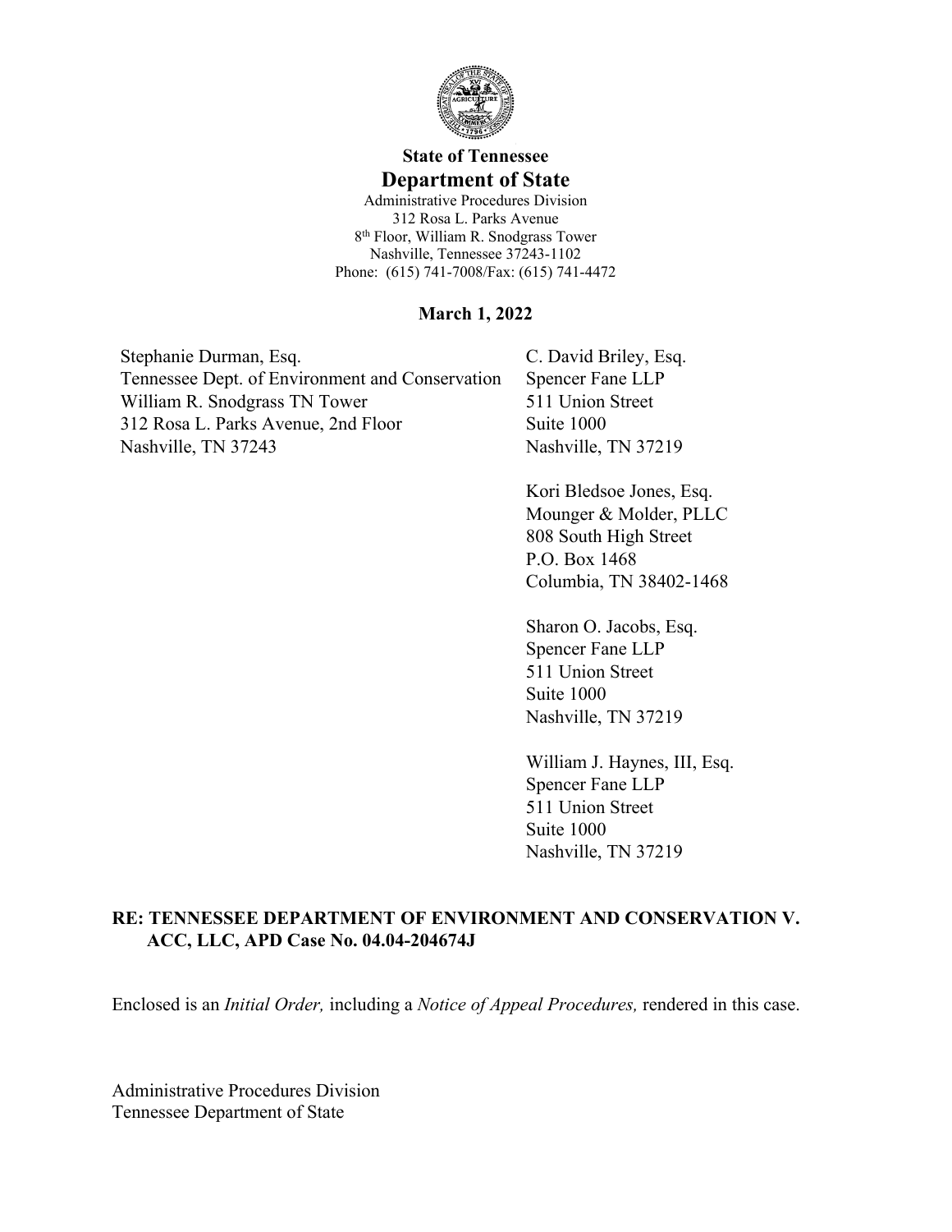**State of Tennessee**

**Department of State**

Administrative Procedures Division
312 Rosa L. Parks Avenue
8th Floor, William R. Snodgrass Tower
Nashville, Tennessee 37243-1102
Phone: (615) 741-7008/Fax: (615) 741-4472

**March 1, 2022**

Stephanie Durman, Esq.
Tennessee Dept. of Environment and Conservation
William R. Snodgrass TN Tower
312 Rosa L. Parks Avenue, 2nd Floor
Nashville, TN 37243

C. David Briley, Esq.
Spencer Fane LLP
511 Union Street
Suite 1000
Nashville, TN 37219

Kori Bledsoe Jones, Esq.
Mounger & Molder, PLLC
808 South High Street
P.O. Box 1468
Columbia, TN 38402-1468

Sharon O. Jacobs, Esq.
Spencer Fane LLP
511 Union Street
Suite 1000
Nashville, TN 37219

William J. Haynes, III, Esq.
Spencer Fane LLP
511 Union Street
Suite 1000
Nashville, TN 37219

**RE: TENNESSEE DEPARTMENT OF ENVIRONMENT AND CONSERVATION V. ACC, LLC, APD Case No. 04.04-204674J**

Enclosed is an *Initial Order,* including a *Notice of Appeal Procedures,* rendered in this case.

Administrative Procedures Division
Tennessee Department of State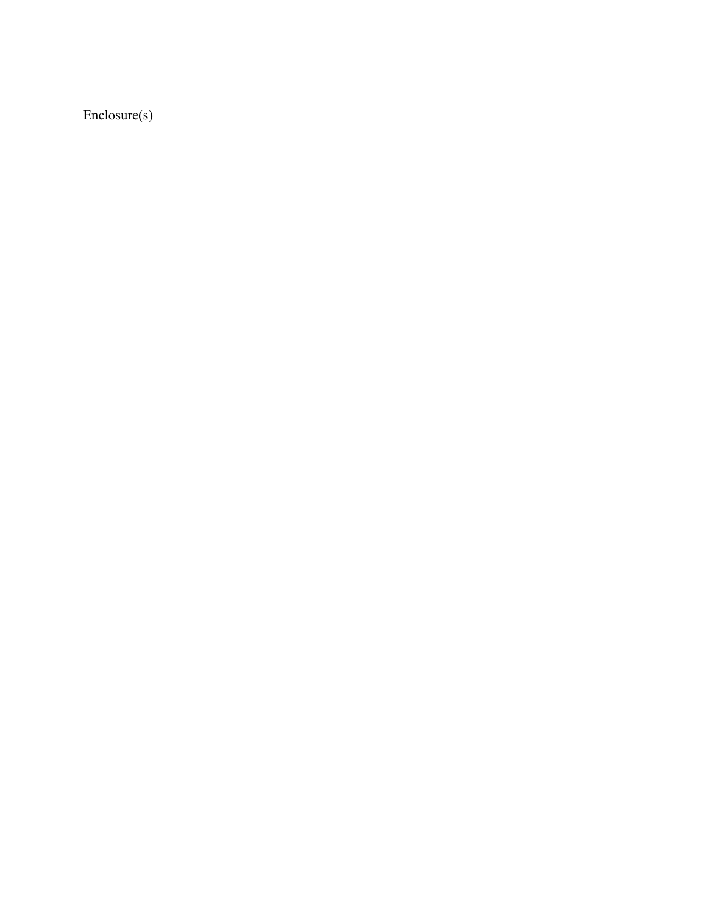Enclosure(s)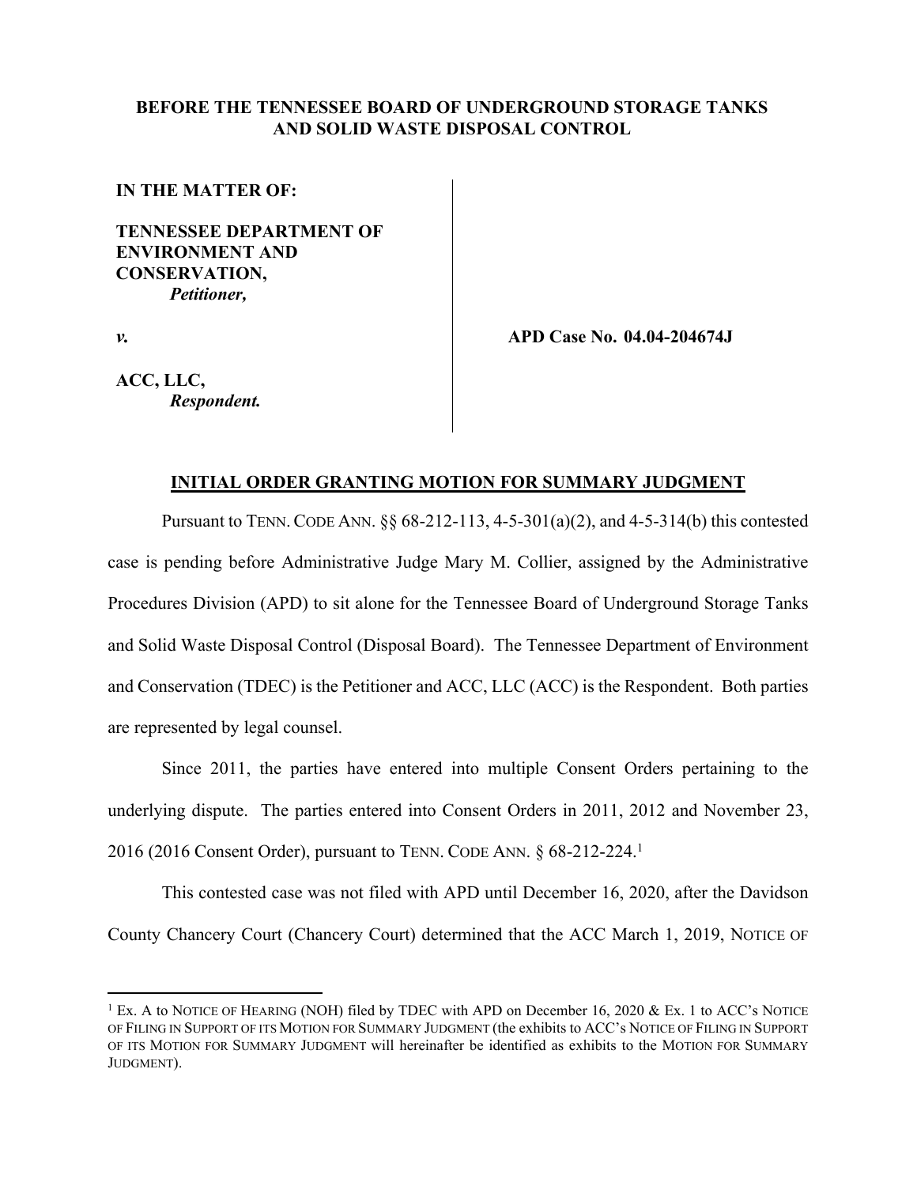**BEFORE THE TENNESSEE BOARD OF UNDERGROUND STORAGE TANKS AND SOLID WASTE DISPOSAL CONTROL**

**IN THE MATTER OF:**

**TENNESSEE DEPARTMENT OF ENVIRONMENT AND CONSERVATION,**
***Petitioner,***

***v.***

**ACC, LLC,**
***Respondent.***

**APD Case No. 04.04-204674J**

## INITIAL ORDER GRANTING MOTION FOR SUMMARY JUDGMENT

Pursuant to TENN. CODE ANN. §§ 68-212-113, 4-5-301(a)(2), and 4-5-314(b) this contested case is pending before Administrative Judge Mary M. Collier, assigned by the Administrative Procedures Division (APD) to sit alone for the Tennessee Board of Underground Storage Tanks and Solid Waste Disposal Control (Disposal Board). The Tennessee Department of Environment and Conservation (TDEC) is the Petitioner and ACC, LLC (ACC) is the Respondent. Both parties are represented by legal counsel.

Since 2011, the parties have entered into multiple Consent Orders pertaining to the underlying dispute. The parties entered into Consent Orders in 2011, 2012 and November 23, 2016 (2016 Consent Order), pursuant to TENN. CODE ANN. § 68-212-224.[1]

This contested case was not filed with APD until December 16, 2020, after the Davidson County Chancery Court (Chancery Court) determined that the ACC March 1, 2019, NOTICE OF

[1] Ex. A to NOTICE OF HEARING (NOH) filed by TDEC with APD on December 16, 2020 & Ex. 1 to ACC's NOTICE OF FILING IN SUPPORT OF ITS MOTION FOR SUMMARY JUDGMENT (the exhibits to ACC's NOTICE OF FILING IN SUPPORT OF ITS MOTION FOR SUMMARY JUDGMENT will hereinafter be identified as exhibits to the MOTION FOR SUMMARY JUDGMENT).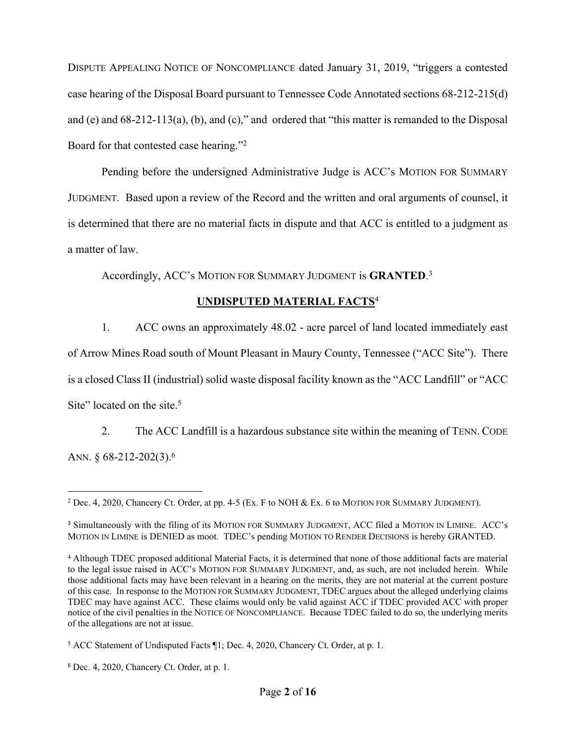DISPUTE APPEALING NOTICE OF NONCOMPLIANCE dated January 31, 2019, "triggers a contested case hearing of the Disposal Board pursuant to Tennessee Code Annotated sections 68-212-215(d) and (e) and 68-212-113(a), (b), and (c)," and ordered that "this matter is remanded to the Disposal Board for that contested case hearing."[2]

Pending before the undersigned Administrative Judge is ACC's MOTION FOR SUMMARY JUDGMENT. Based upon a review of the Record and the written and oral arguments of counsel, it is determined that there are no material facts in dispute and that ACC is entitled to a judgment as a matter of law.

Accordingly, ACC's MOTION FOR SUMMARY JUDGMENT is **GRANTED**.[3]

## UNDISPUTED MATERIAL FACTS[4]

1. ACC owns an approximately 48.02 - acre parcel of land located immediately east of Arrow Mines Road south of Mount Pleasant in Maury County, Tennessee ("ACC Site"). There is a closed Class II (industrial) solid waste disposal facility known as the "ACC Landfill" or "ACC Site" located on the site.[5]

2. The ACC Landfill is a hazardous substance site within the meaning of TENN. CODE ANN. § 68-212-202(3).[6]

---

[2] Dec. 4, 2020, Chancery Ct. Order, at pp. 4-5 (Ex. F to NOH & Ex. 6 to MOTION FOR SUMMARY JUDGMENT).

[3] Simultaneously with the filing of its MOTION FOR SUMMARY JUDGMENT, ACC filed a MOTION IN LIMINE. ACC's MOTION IN LIMINE is DENIED as moot. TDEC's pending MOTION TO RENDER DECISIONS is hereby GRANTED.

[4] Although TDEC proposed additional Material Facts, it is determined that none of those additional facts are material to the legal issue raised in ACC's MOTION FOR SUMMARY JUDGMENT, and, as such, are not included herein. While those additional facts may have been relevant in a hearing on the merits, they are not material at the current posture of this case. In response to the MOTION FOR SUMMARY JUDGMENT, TDEC argues about the alleged underlying claims TDEC may have against ACC. These claims would only be valid against ACC if TDEC provided ACC with proper notice of the civil penalties in the NOTICE OF NONCOMPLIANCE. Because TDEC failed to do so, the underlying merits of the allegations are not at issue.

[5] ACC Statement of Undisputed Facts ¶1; Dec. 4, 2020, Chancery Ct. Order, at p. 1.

[6] Dec. 4, 2020, Chancery Ct. Order, at p. 1.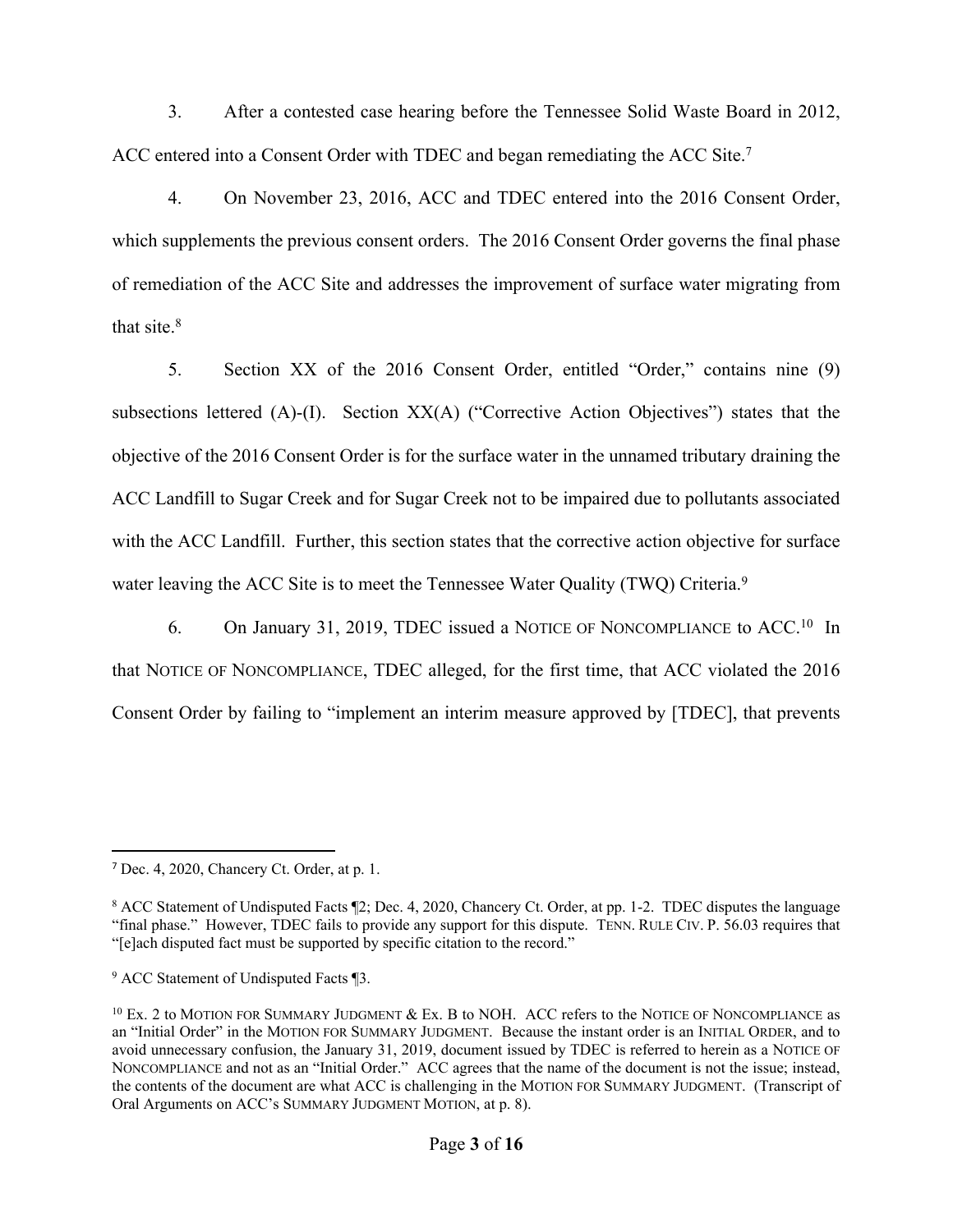3. After a contested case hearing before the Tennessee Solid Waste Board in 2012, ACC entered into a Consent Order with TDEC and began remediating the ACC Site.[7]

4. On November 23, 2016, ACC and TDEC entered into the 2016 Consent Order, which supplements the previous consent orders. The 2016 Consent Order governs the final phase of remediation of the ACC Site and addresses the improvement of surface water migrating from that site.[8]

5. Section XX of the 2016 Consent Order, entitled "Order," contains nine (9) subsections lettered (A)-(I). Section XX(A) ("Corrective Action Objectives") states that the objective of the 2016 Consent Order is for the surface water in the unnamed tributary draining the ACC Landfill to Sugar Creek and for Sugar Creek not to be impaired due to pollutants associated with the ACC Landfill. Further, this section states that the corrective action objective for surface water leaving the ACC Site is to meet the Tennessee Water Quality (TWQ) Criteria.[9]

6. On January 31, 2019, TDEC issued a NOTICE OF NONCOMPLIANCE to ACC.[10] In that NOTICE OF NONCOMPLIANCE, TDEC alleged, for the first time, that ACC violated the 2016 Consent Order by failing to "implement an interim measure approved by [TDEC], that prevents

---

[7] Dec. 4, 2020, Chancery Ct. Order, at p. 1.

[8] ACC Statement of Undisputed Facts ¶2; Dec. 4, 2020, Chancery Ct. Order, at pp. 1-2. TDEC disputes the language "final phase." However, TDEC fails to provide any support for this dispute. TENN. RULE CIV. P. 56.03 requires that "[e]ach disputed fact must be supported by specific citation to the record."

[9] ACC Statement of Undisputed Facts ¶3.

[10] Ex. 2 to MOTION FOR SUMMARY JUDGMENT & Ex. B to NOH. ACC refers to the NOTICE OF NONCOMPLIANCE as an "Initial Order" in the MOTION FOR SUMMARY JUDGMENT. Because the instant order is an INITIAL ORDER, and to avoid unnecessary confusion, the January 31, 2019, document issued by TDEC is referred to herein as a NOTICE OF NONCOMPLIANCE and not as an "Initial Order." ACC agrees that the name of the document is not the issue; instead, the contents of the document are what ACC is challenging in the MOTION FOR SUMMARY JUDGMENT. (Transcript of Oral Arguments on ACC's SUMMARY JUDGMENT MOTION, at p. 8).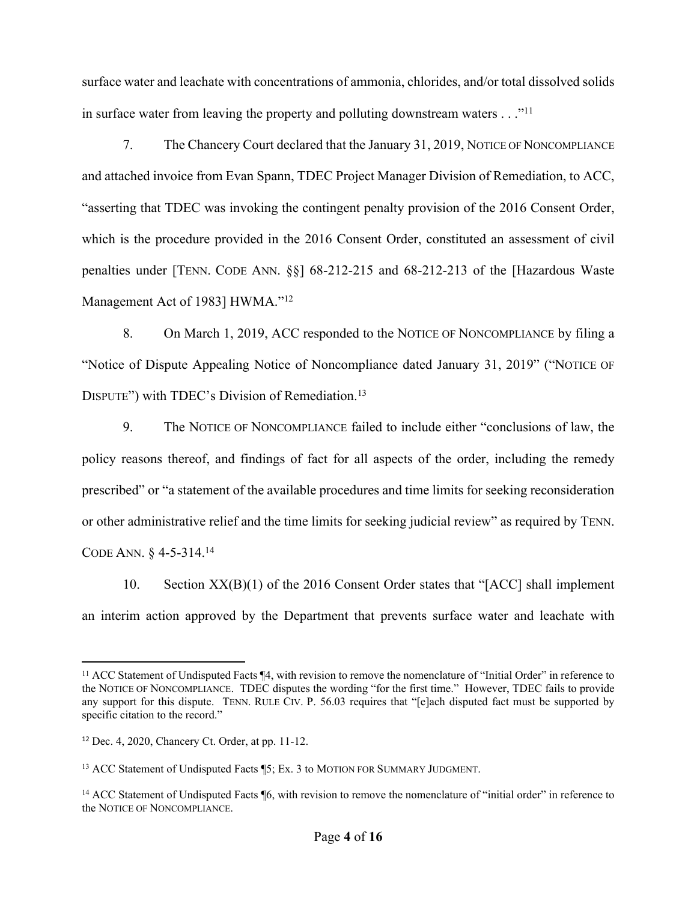surface water and leachate with concentrations of ammonia, chlorides, and/or total dissolved solids in surface water from leaving the property and polluting downstream waters . . ."[11]

7. The Chancery Court declared that the January 31, 2019, NOTICE OF NONCOMPLIANCE and attached invoice from Evan Spann, TDEC Project Manager Division of Remediation, to ACC, "asserting that TDEC was invoking the contingent penalty provision of the 2016 Consent Order, which is the procedure provided in the 2016 Consent Order, constituted an assessment of civil penalties under [TENN. CODE ANN. §§] 68-212-215 and 68-212-213 of the [Hazardous Waste Management Act of 1983] HWMA."[12]

8. On March 1, 2019, ACC responded to the NOTICE OF NONCOMPLIANCE by filing a "Notice of Dispute Appealing Notice of Noncompliance dated January 31, 2019" ("NOTICE OF DISPUTE") with TDEC's Division of Remediation.[13]

9. The NOTICE OF NONCOMPLIANCE failed to include either "conclusions of law, the policy reasons thereof, and findings of fact for all aspects of the order, including the remedy prescribed" or "a statement of the available procedures and time limits for seeking reconsideration or other administrative relief and the time limits for seeking judicial review" as required by TENN. CODE ANN. § 4-5-314.[14]

10. Section XX(B)(1) of the 2016 Consent Order states that "[ACC] shall implement an interim action approved by the Department that prevents surface water and leachate with

---

[11] ACC Statement of Undisputed Facts ¶4, with revision to remove the nomenclature of "Initial Order" in reference to the NOTICE OF NONCOMPLIANCE. TDEC disputes the wording "for the first time." However, TDEC fails to provide any support for this dispute. TENN. RULE CIV. P. 56.03 requires that "[e]ach disputed fact must be supported by specific citation to the record."

[12] Dec. 4, 2020, Chancery Ct. Order, at pp. 11-12.

[13] ACC Statement of Undisputed Facts ¶5; Ex. 3 to MOTION FOR SUMMARY JUDGMENT.

[14] ACC Statement of Undisputed Facts ¶6, with revision to remove the nomenclature of "initial order" in reference to the NOTICE OF NONCOMPLIANCE.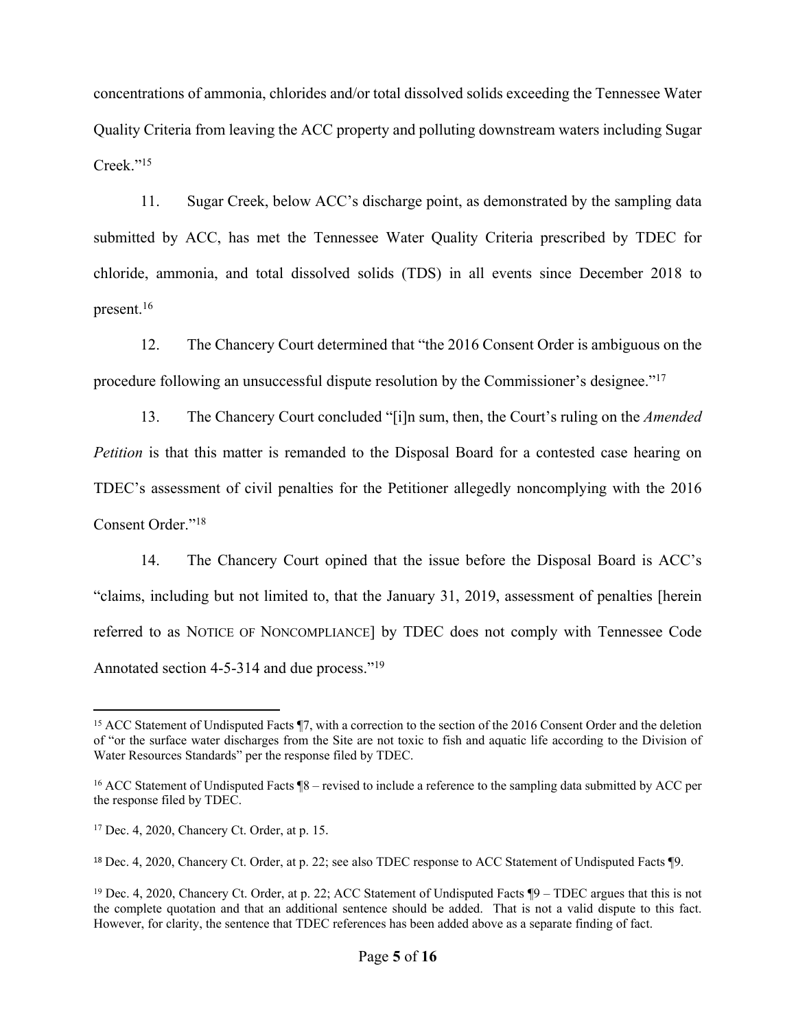concentrations of ammonia, chlorides and/or total dissolved solids exceeding the Tennessee Water Quality Criteria from leaving the ACC property and polluting downstream waters including Sugar Creek."[15]

11. Sugar Creek, below ACC's discharge point, as demonstrated by the sampling data submitted by ACC, has met the Tennessee Water Quality Criteria prescribed by TDEC for chloride, ammonia, and total dissolved solids (TDS) in all events since December 2018 to present.[16]

12. The Chancery Court determined that "the 2016 Consent Order is ambiguous on the procedure following an unsuccessful dispute resolution by the Commissioner's designee."[17]

13. The Chancery Court concluded "[i]n sum, then, the Court's ruling on the *Amended Petition* is that this matter is remanded to the Disposal Board for a contested case hearing on TDEC's assessment of civil penalties for the Petitioner allegedly noncomplying with the 2016 Consent Order."[18]

14. The Chancery Court opined that the issue before the Disposal Board is ACC's "claims, including but not limited to, that the January 31, 2019, assessment of penalties [herein referred to as NOTICE OF NONCOMPLIANCE] by TDEC does not comply with Tennessee Code Annotated section 4-5-314 and due process."[19]

---

[15] ACC Statement of Undisputed Facts ¶7, with a correction to the section of the 2016 Consent Order and the deletion of "or the surface water discharges from the Site are not toxic to fish and aquatic life according to the Division of Water Resources Standards" per the response filed by TDEC.

[16] ACC Statement of Undisputed Facts ¶8 – revised to include a reference to the sampling data submitted by ACC per the response filed by TDEC.

[17] Dec. 4, 2020, Chancery Ct. Order, at p. 15.

[18] Dec. 4, 2020, Chancery Ct. Order, at p. 22; see also TDEC response to ACC Statement of Undisputed Facts ¶9.

[19] Dec. 4, 2020, Chancery Ct. Order, at p. 22; ACC Statement of Undisputed Facts ¶9 – TDEC argues that this is not the complete quotation and that an additional sentence should be added. That is not a valid dispute to this fact. However, for clarity, the sentence that TDEC references has been added above as a separate finding of fact.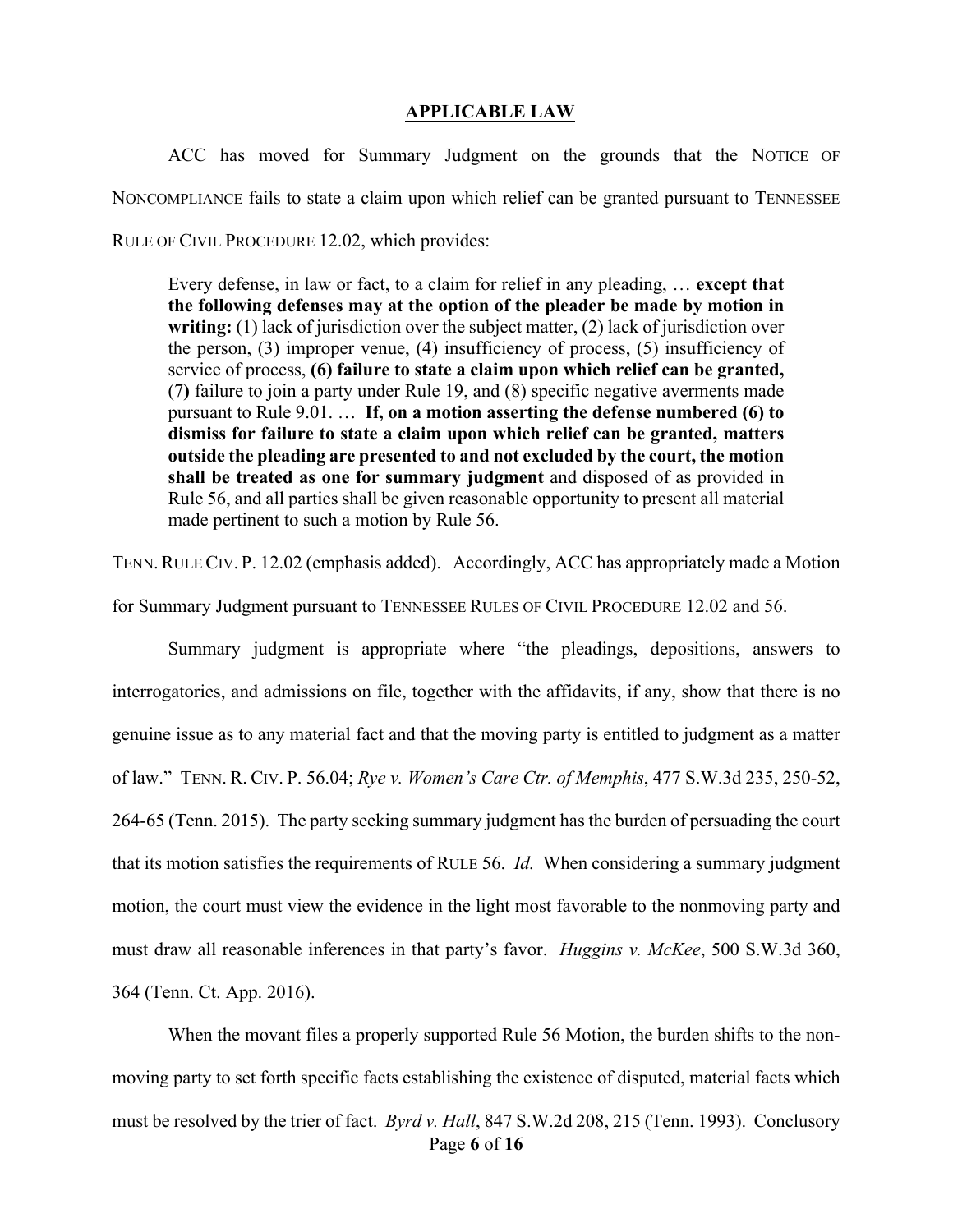## APPLICABLE LAW

ACC has moved for Summary Judgment on the grounds that the NOTICE OF NONCOMPLIANCE fails to state a claim upon which relief can be granted pursuant to TENNESSEE RULE OF CIVIL PROCEDURE 12.02, which provides:

> Every defense, in law or fact, to a claim for relief in any pleading, … **except that the following defenses may at the option of the pleader be made by motion in writing:** (1) lack of jurisdiction over the subject matter, (2) lack of jurisdiction over the person, (3) improper venue, (4) insufficiency of process, (5) insufficiency of service of process, **(6) failure to state a claim upon which relief can be granted,** (7**)** failure to join a party under Rule 19, and (8) specific negative averments made pursuant to Rule 9.01. … **If, on a motion asserting the defense numbered (6) to dismiss for failure to state a claim upon which relief can be granted, matters outside the pleading are presented to and not excluded by the court, the motion shall be treated as one for summary judgment** and disposed of as provided in Rule 56, and all parties shall be given reasonable opportunity to present all material made pertinent to such a motion by Rule 56.

TENN. RULE CIV. P. 12.02 (emphasis added). Accordingly, ACC has appropriately made a Motion for Summary Judgment pursuant to TENNESSEE RULES OF CIVIL PROCEDURE 12.02 and 56.

Summary judgment is appropriate where "the pleadings, depositions, answers to interrogatories, and admissions on file, together with the affidavits, if any, show that there is no genuine issue as to any material fact and that the moving party is entitled to judgment as a matter of law." TENN. R. CIV. P. 56.04; *Rye v. Women's Care Ctr. of Memphis*, 477 S.W.3d 235, 250-52, 264-65 (Tenn. 2015). The party seeking summary judgment has the burden of persuading the court that its motion satisfies the requirements of RULE 56. *Id.* When considering a summary judgment motion, the court must view the evidence in the light most favorable to the nonmoving party and must draw all reasonable inferences in that party's favor. *Huggins v. McKee*, 500 S.W.3d 360, 364 (Tenn. Ct. App. 2016).

When the movant files a properly supported Rule 56 Motion, the burden shifts to the non-moving party to set forth specific facts establishing the existence of disputed, material facts which must be resolved by the trier of fact. *Byrd v. Hall*, 847 S.W.2d 208, 215 (Tenn. 1993). Conclusory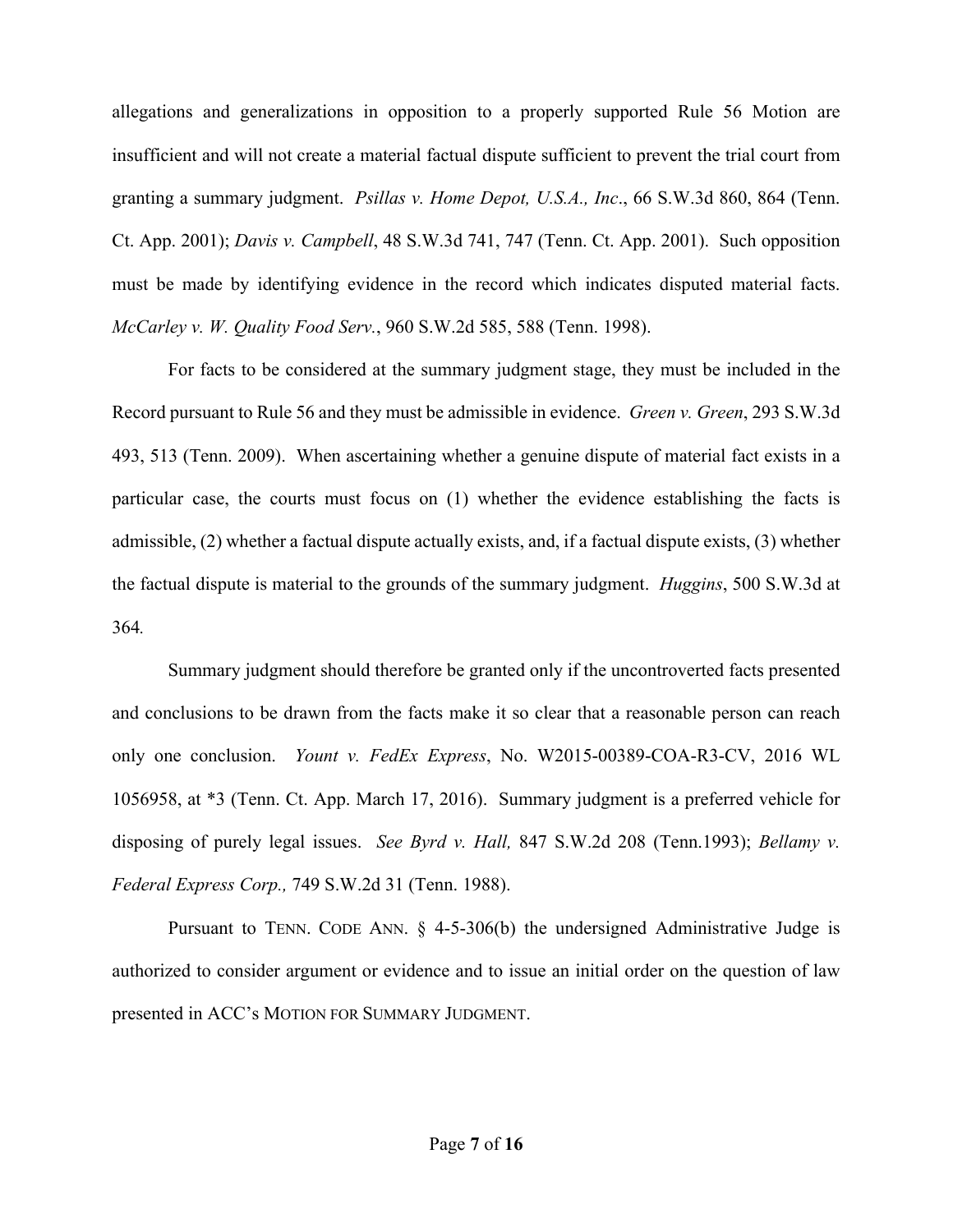allegations and generalizations in opposition to a properly supported Rule 56 Motion are insufficient and will not create a material factual dispute sufficient to prevent the trial court from granting a summary judgment. *Psillas v. Home Depot, U.S.A., Inc*., 66 S.W.3d 860, 864 (Tenn. Ct. App. 2001); *Davis v. Campbell*, 48 S.W.3d 741, 747 (Tenn. Ct. App. 2001). Such opposition must be made by identifying evidence in the record which indicates disputed material facts. *McCarley v. W. Quality Food Serv.*, 960 S.W.2d 585, 588 (Tenn. 1998).

For facts to be considered at the summary judgment stage, they must be included in the Record pursuant to Rule 56 and they must be admissible in evidence. *Green v. Green*, 293 S.W.3d 493, 513 (Tenn. 2009). When ascertaining whether a genuine dispute of material fact exists in a particular case, the courts must focus on (1) whether the evidence establishing the facts is admissible, (2) whether a factual dispute actually exists, and, if a factual dispute exists, (3) whether the factual dispute is material to the grounds of the summary judgment. *Huggins*, 500 S.W.3d at 364.

Summary judgment should therefore be granted only if the uncontroverted facts presented and conclusions to be drawn from the facts make it so clear that a reasonable person can reach only one conclusion. *Yount v. FedEx Express*, No. W2015-00389-COA-R3-CV, 2016 WL 1056958, at \*3 (Tenn. Ct. App. March 17, 2016). Summary judgment is a preferred vehicle for disposing of purely legal issues. *See Byrd v. Hall,* 847 S.W.2d 208 (Tenn.1993); *Bellamy v. Federal Express Corp.,* 749 S.W.2d 31 (Tenn. 1988).

Pursuant to TENN. CODE ANN. § 4-5-306(b) the undersigned Administrative Judge is authorized to consider argument or evidence and to issue an initial order on the question of law presented in ACC's MOTION FOR SUMMARY JUDGMENT.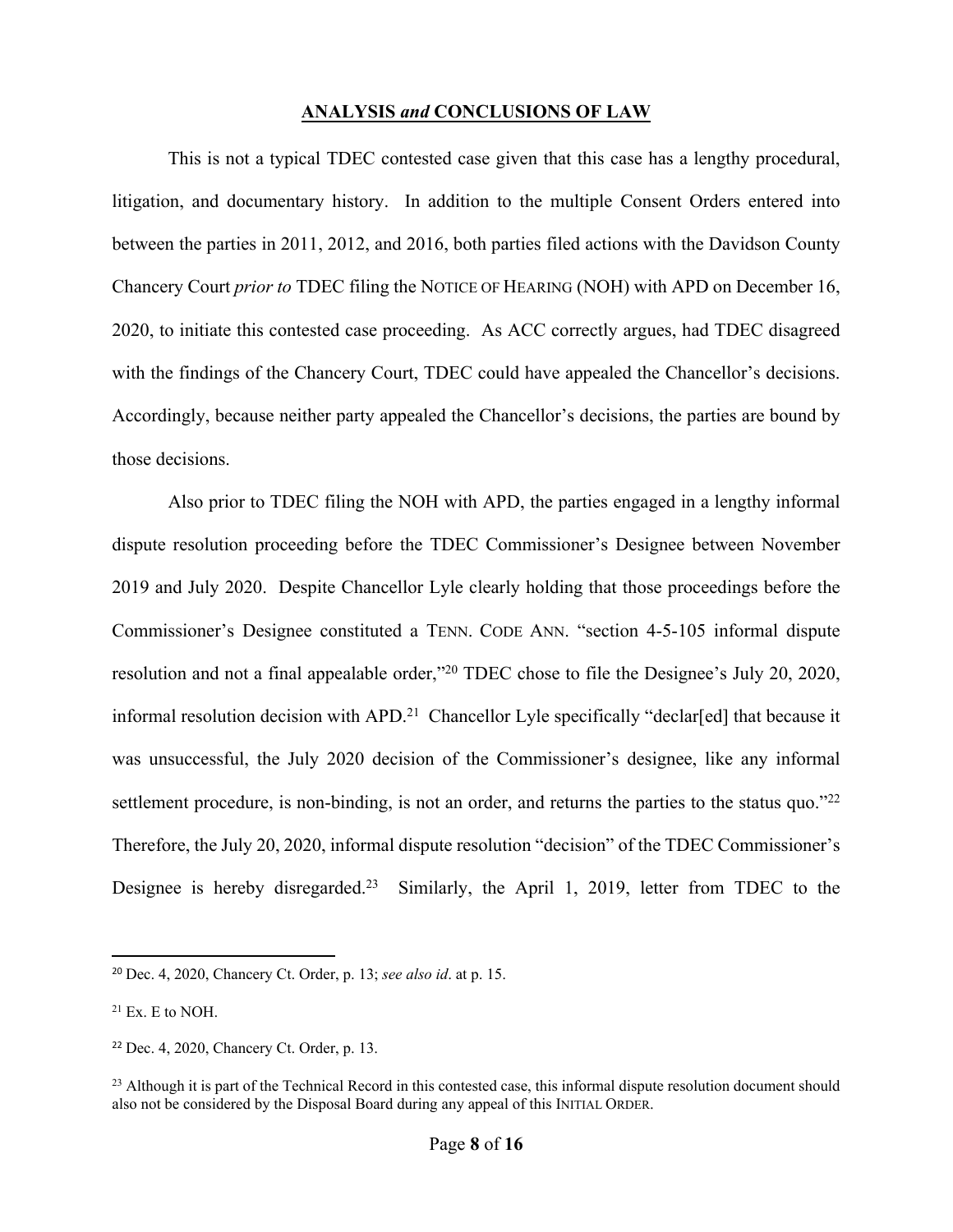## **ANALYSIS *and* CONCLUSIONS OF LAW**

This is not a typical TDEC contested case given that this case has a lengthy procedural, litigation, and documentary history. In addition to the multiple Consent Orders entered into between the parties in 2011, 2012, and 2016, both parties filed actions with the Davidson County Chancery Court *prior to* TDEC filing the NOTICE OF HEARING (NOH) with APD on December 16, 2020, to initiate this contested case proceeding. As ACC correctly argues, had TDEC disagreed with the findings of the Chancery Court, TDEC could have appealed the Chancellor's decisions. Accordingly, because neither party appealed the Chancellor's decisions, the parties are bound by those decisions.

Also prior to TDEC filing the NOH with APD, the parties engaged in a lengthy informal dispute resolution proceeding before the TDEC Commissioner's Designee between November 2019 and July 2020. Despite Chancellor Lyle clearly holding that those proceedings before the Commissioner's Designee constituted a TENN. CODE ANN. "section 4-5-105 informal dispute resolution and not a final appealable order,"[20] TDEC chose to file the Designee's July 20, 2020, informal resolution decision with APD.[21] Chancellor Lyle specifically "declar[ed] that because it was unsuccessful, the July 2020 decision of the Commissioner's designee, like any informal settlement procedure, is non-binding, is not an order, and returns the parties to the status quo."[22] Therefore, the July 20, 2020, informal dispute resolution "decision" of the TDEC Commissioner's Designee is hereby disregarded.[23] Similarly, the April 1, 2019, letter from TDEC to the

---

[20] Dec. 4, 2020, Chancery Ct. Order, p. 13; *see also id*. at p. 15.

[21] Ex. E to NOH.

[22] Dec. 4, 2020, Chancery Ct. Order, p. 13.

[23] Although it is part of the Technical Record in this contested case, this informal dispute resolution document should also not be considered by the Disposal Board during any appeal of this INITIAL ORDER.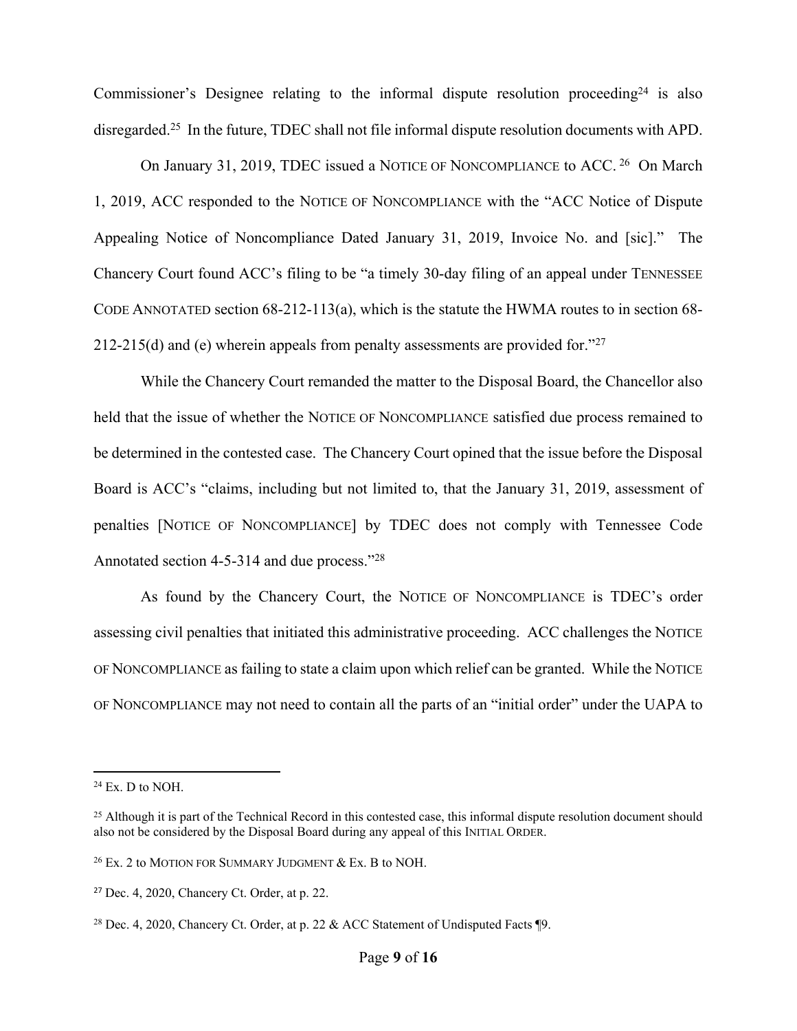Commissioner's Designee relating to the informal dispute resolution proceeding[24] is also disregarded.[25] In the future, TDEC shall not file informal dispute resolution documents with APD.

On January 31, 2019, TDEC issued a NOTICE OF NONCOMPLIANCE to ACC.[26] On March 1, 2019, ACC responded to the NOTICE OF NONCOMPLIANCE with the "ACC Notice of Dispute Appealing Notice of Noncompliance Dated January 31, 2019, Invoice No. and [sic]." The Chancery Court found ACC's filing to be "a timely 30-day filing of an appeal under TENNESSEE CODE ANNOTATED section 68-212-113(a), which is the statute the HWMA routes to in section 68-212-215(d) and (e) wherein appeals from penalty assessments are provided for."[27]

While the Chancery Court remanded the matter to the Disposal Board, the Chancellor also held that the issue of whether the NOTICE OF NONCOMPLIANCE satisfied due process remained to be determined in the contested case. The Chancery Court opined that the issue before the Disposal Board is ACC's "claims, including but not limited to, that the January 31, 2019, assessment of penalties [NOTICE OF NONCOMPLIANCE] by TDEC does not comply with Tennessee Code Annotated section 4-5-314 and due process."[28]

As found by the Chancery Court, the NOTICE OF NONCOMPLIANCE is TDEC's order assessing civil penalties that initiated this administrative proceeding. ACC challenges the NOTICE OF NONCOMPLIANCE as failing to state a claim upon which relief can be granted. While the NOTICE OF NONCOMPLIANCE may not need to contain all the parts of an "initial order" under the UAPA to

---

[24] Ex. D to NOH.

[25] Although it is part of the Technical Record in this contested case, this informal dispute resolution document should also not be considered by the Disposal Board during any appeal of this INITIAL ORDER.

[26] Ex. 2 to MOTION FOR SUMMARY JUDGMENT & Ex. B to NOH.

[27] Dec. 4, 2020, Chancery Ct. Order, at p. 22.

[28] Dec. 4, 2020, Chancery Ct. Order, at p. 22 & ACC Statement of Undisputed Facts ¶9.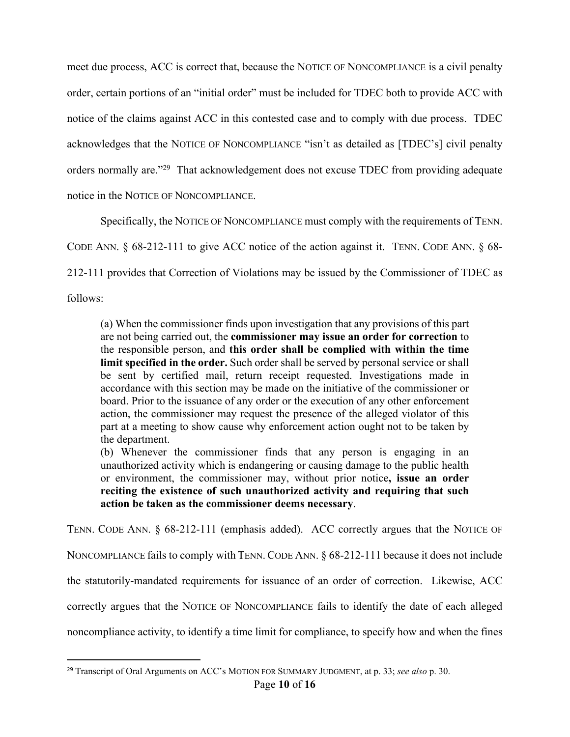meet due process, ACC is correct that, because the NOTICE OF NONCOMPLIANCE is a civil penalty order, certain portions of an "initial order" must be included for TDEC both to provide ACC with notice of the claims against ACC in this contested case and to comply with due process. TDEC acknowledges that the NOTICE OF NONCOMPLIANCE "isn't as detailed as [TDEC's] civil penalty orders normally are."[29] That acknowledgement does not excuse TDEC from providing adequate notice in the NOTICE OF NONCOMPLIANCE.

Specifically, the NOTICE OF NONCOMPLIANCE must comply with the requirements of TENN. CODE ANN. § 68-212-111 to give ACC notice of the action against it. TENN. CODE ANN. § 68-212-111 provides that Correction of Violations may be issued by the Commissioner of TDEC as follows:

> (a) When the commissioner finds upon investigation that any provisions of this part are not being carried out, the **commissioner may issue an order for correction** to the responsible person, and **this order shall be complied with within the time limit specified in the order.** Such order shall be served by personal service or shall be sent by certified mail, return receipt requested. Investigations made in accordance with this section may be made on the initiative of the commissioner or board. Prior to the issuance of any order or the execution of any other enforcement action, the commissioner may request the presence of the alleged violator of this part at a meeting to show cause why enforcement action ought not to be taken by the department.
>
> (b) Whenever the commissioner finds that any person is engaging in an unauthorized activity which is endangering or causing damage to the public health or environment, the commissioner may, without prior notice**, issue an order reciting the existence of such unauthorized activity and requiring that such action be taken as the commissioner deems necessary**.

TENN. CODE ANN. § 68-212-111 (emphasis added). ACC correctly argues that the NOTICE OF NONCOMPLIANCE fails to comply with TENN. CODE ANN. § 68-212-111 because it does not include the statutorily-mandated requirements for issuance of an order of correction. Likewise, ACC correctly argues that the NOTICE OF NONCOMPLIANCE fails to identify the date of each alleged noncompliance activity, to identify a time limit for compliance, to specify how and when the fines

[29] Transcript of Oral Arguments on ACC's MOTION FOR SUMMARY JUDGMENT, at p. 33; *see also* p. 30.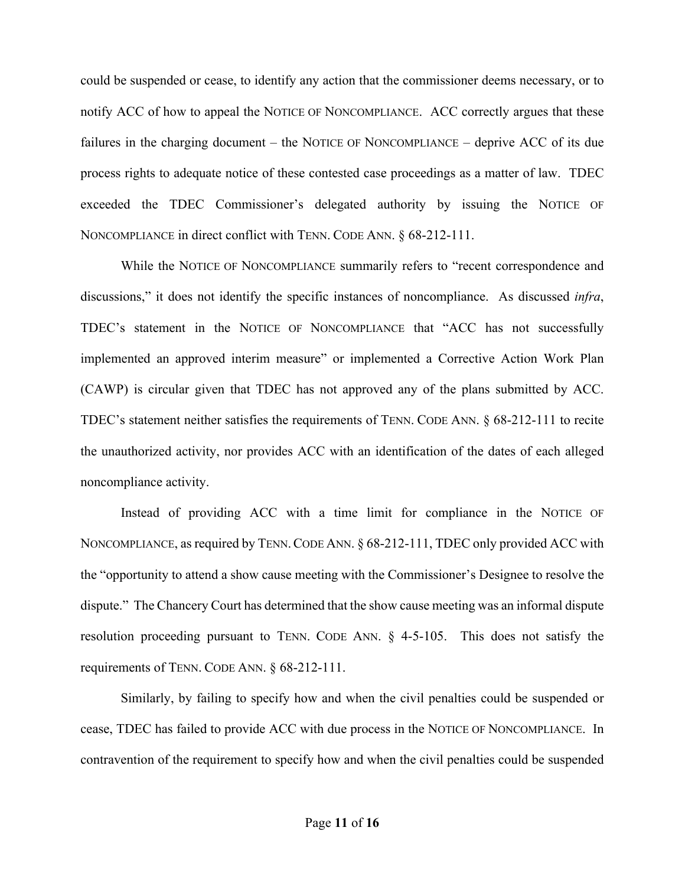could be suspended or cease, to identify any action that the commissioner deems necessary, or to notify ACC of how to appeal the NOTICE OF NONCOMPLIANCE. ACC correctly argues that these failures in the charging document – the NOTICE OF NONCOMPLIANCE – deprive ACC of its due process rights to adequate notice of these contested case proceedings as a matter of law. TDEC exceeded the TDEC Commissioner's delegated authority by issuing the NOTICE OF NONCOMPLIANCE in direct conflict with TENN. CODE ANN. § 68-212-111.

While the NOTICE OF NONCOMPLIANCE summarily refers to "recent correspondence and discussions," it does not identify the specific instances of noncompliance. As discussed *infra*, TDEC's statement in the NOTICE OF NONCOMPLIANCE that "ACC has not successfully implemented an approved interim measure" or implemented a Corrective Action Work Plan (CAWP) is circular given that TDEC has not approved any of the plans submitted by ACC. TDEC's statement neither satisfies the requirements of TENN. CODE ANN. § 68-212-111 to recite the unauthorized activity, nor provides ACC with an identification of the dates of each alleged noncompliance activity.

Instead of providing ACC with a time limit for compliance in the NOTICE OF NONCOMPLIANCE, as required by TENN. CODE ANN. § 68-212-111, TDEC only provided ACC with the "opportunity to attend a show cause meeting with the Commissioner's Designee to resolve the dispute." The Chancery Court has determined that the show cause meeting was an informal dispute resolution proceeding pursuant to TENN. CODE ANN. § 4-5-105. This does not satisfy the requirements of TENN. CODE ANN. § 68-212-111.

Similarly, by failing to specify how and when the civil penalties could be suspended or cease, TDEC has failed to provide ACC with due process in the NOTICE OF NONCOMPLIANCE. In contravention of the requirement to specify how and when the civil penalties could be suspended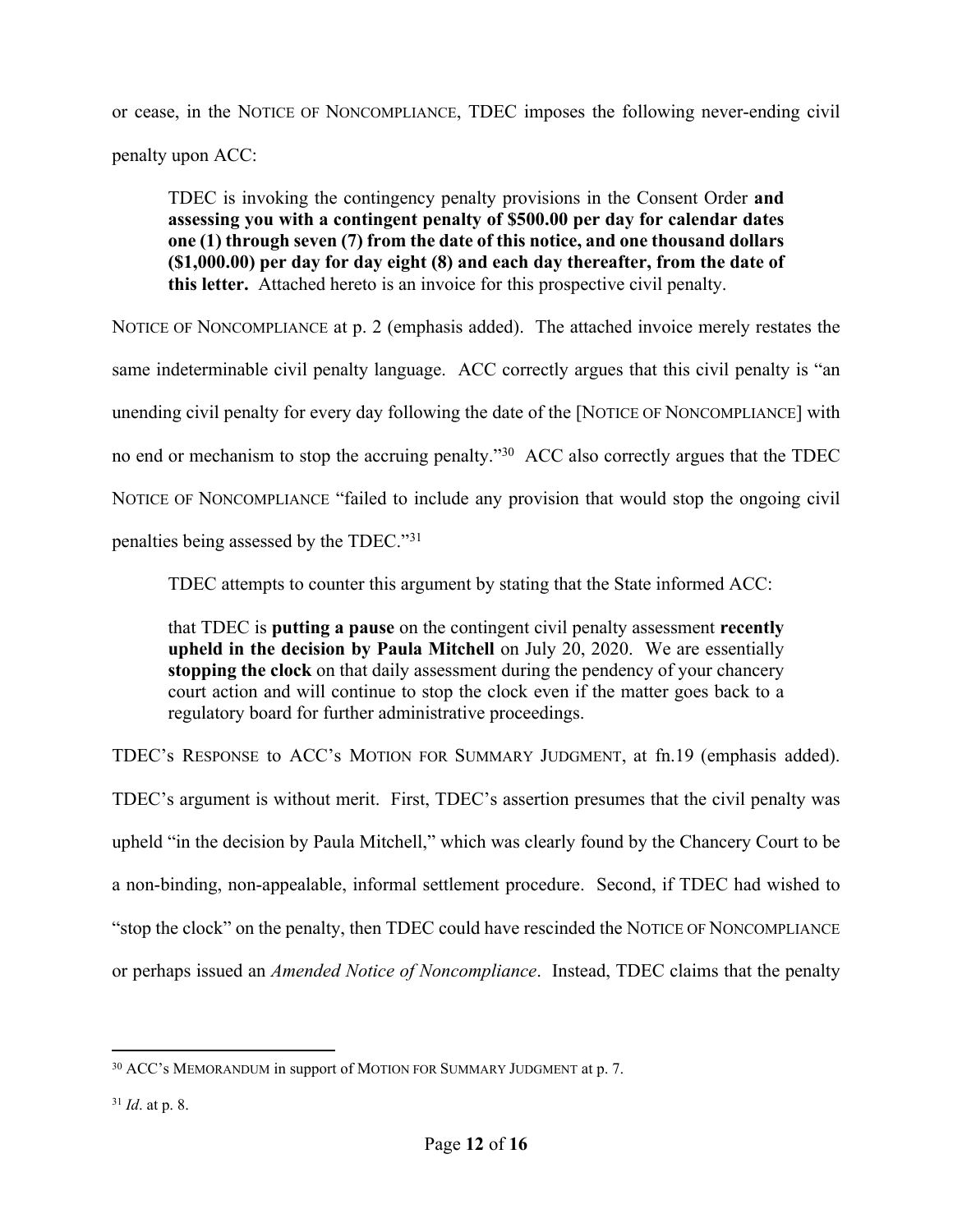or cease, in the NOTICE OF NONCOMPLIANCE, TDEC imposes the following never-ending civil penalty upon ACC:

> TDEC is invoking the contingency penalty provisions in the Consent Order **and assessing you with a contingent penalty of $500.00 per day for calendar dates one (1) through seven (7) from the date of this notice, and one thousand dollars ($1,000.00) per day for day eight (8) and each day thereafter, from the date of this letter.** Attached hereto is an invoice for this prospective civil penalty.

NOTICE OF NONCOMPLIANCE at p. 2 (emphasis added). The attached invoice merely restates the same indeterminable civil penalty language. ACC correctly argues that this civil penalty is "an unending civil penalty for every day following the date of the [NOTICE OF NONCOMPLIANCE] with no end or mechanism to stop the accruing penalty."[30] ACC also correctly argues that the TDEC NOTICE OF NONCOMPLIANCE "failed to include any provision that would stop the ongoing civil penalties being assessed by the TDEC."[31]

TDEC attempts to counter this argument by stating that the State informed ACC:

> that TDEC is **putting a pause** on the contingent civil penalty assessment **recently upheld in the decision by Paula Mitchell** on July 20, 2020. We are essentially **stopping the clock** on that daily assessment during the pendency of your chancery court action and will continue to stop the clock even if the matter goes back to a regulatory board for further administrative proceedings.

TDEC's RESPONSE to ACC's MOTION FOR SUMMARY JUDGMENT, at fn.19 (emphasis added). TDEC's argument is without merit. First, TDEC's assertion presumes that the civil penalty was upheld "in the decision by Paula Mitchell," which was clearly found by the Chancery Court to be a non-binding, non-appealable, informal settlement procedure. Second, if TDEC had wished to "stop the clock" on the penalty, then TDEC could have rescinded the NOTICE OF NONCOMPLIANCE or perhaps issued an *Amended Notice of Noncompliance*. Instead, TDEC claims that the penalty

---

[30] ACC's MEMORANDUM in support of MOTION FOR SUMMARY JUDGMENT at p. 7.

[31] *Id*. at p. 8.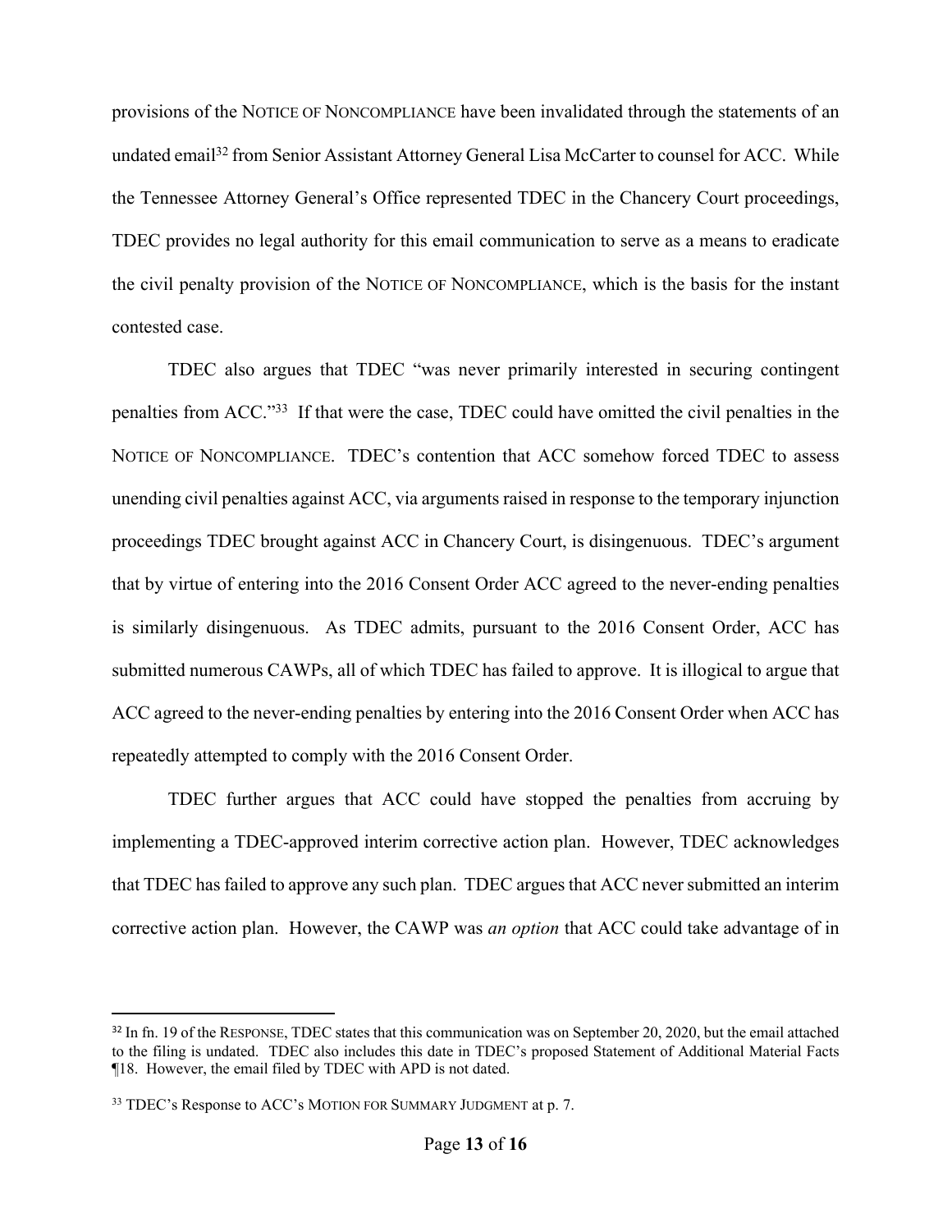provisions of the NOTICE OF NONCOMPLIANCE have been invalidated through the statements of an undated email[32] from Senior Assistant Attorney General Lisa McCarter to counsel for ACC. While the Tennessee Attorney General's Office represented TDEC in the Chancery Court proceedings, TDEC provides no legal authority for this email communication to serve as a means to eradicate the civil penalty provision of the NOTICE OF NONCOMPLIANCE, which is the basis for the instant contested case.

TDEC also argues that TDEC "was never primarily interested in securing contingent penalties from ACC."[33] If that were the case, TDEC could have omitted the civil penalties in the NOTICE OF NONCOMPLIANCE. TDEC's contention that ACC somehow forced TDEC to assess unending civil penalties against ACC, via arguments raised in response to the temporary injunction proceedings TDEC brought against ACC in Chancery Court, is disingenuous. TDEC's argument that by virtue of entering into the 2016 Consent Order ACC agreed to the never-ending penalties is similarly disingenuous. As TDEC admits, pursuant to the 2016 Consent Order, ACC has submitted numerous CAWPs, all of which TDEC has failed to approve. It is illogical to argue that ACC agreed to the never-ending penalties by entering into the 2016 Consent Order when ACC has repeatedly attempted to comply with the 2016 Consent Order.

TDEC further argues that ACC could have stopped the penalties from accruing by implementing a TDEC-approved interim corrective action plan. However, TDEC acknowledges that TDEC has failed to approve any such plan. TDEC argues that ACC never submitted an interim corrective action plan. However, the CAWP was *an option* that ACC could take advantage of in

---

[32] In fn. 19 of the RESPONSE, TDEC states that this communication was on September 20, 2020, but the email attached to the filing is undated. TDEC also includes this date in TDEC's proposed Statement of Additional Material Facts ¶18. However, the email filed by TDEC with APD is not dated.

[33] TDEC's Response to ACC's MOTION FOR SUMMARY JUDGMENT at p. 7.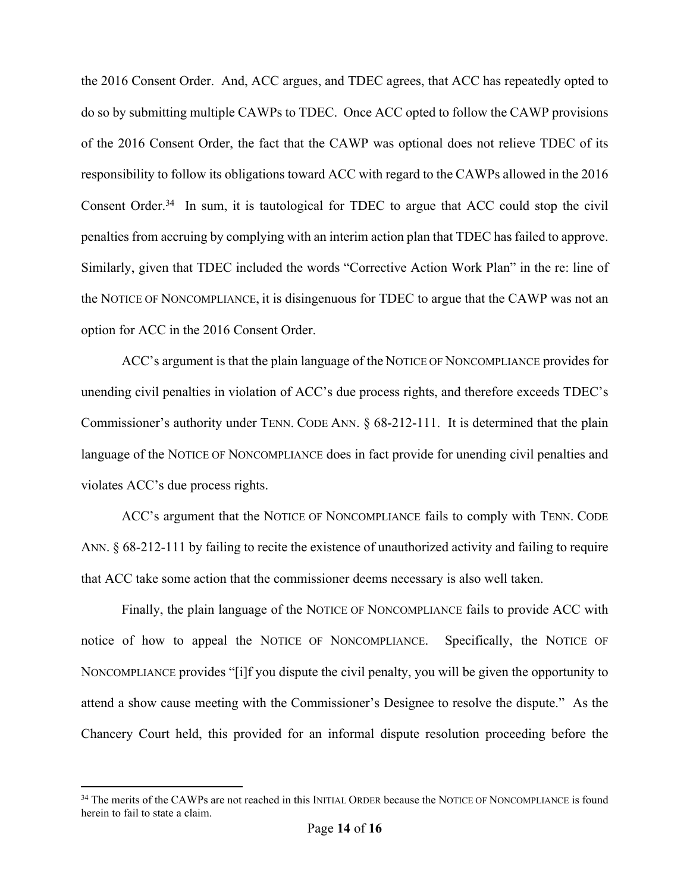the 2016 Consent Order. And, ACC argues, and TDEC agrees, that ACC has repeatedly opted to do so by submitting multiple CAWPs to TDEC. Once ACC opted to follow the CAWP provisions of the 2016 Consent Order, the fact that the CAWP was optional does not relieve TDEC of its responsibility to follow its obligations toward ACC with regard to the CAWPs allowed in the 2016 Consent Order.[34] In sum, it is tautological for TDEC to argue that ACC could stop the civil penalties from accruing by complying with an interim action plan that TDEC has failed to approve. Similarly, given that TDEC included the words "Corrective Action Work Plan" in the re: line of the NOTICE OF NONCOMPLIANCE, it is disingenuous for TDEC to argue that the CAWP was not an option for ACC in the 2016 Consent Order.

ACC's argument is that the plain language of the NOTICE OF NONCOMPLIANCE provides for unending civil penalties in violation of ACC's due process rights, and therefore exceeds TDEC's Commissioner's authority under TENN. CODE ANN. § 68-212-111. It is determined that the plain language of the NOTICE OF NONCOMPLIANCE does in fact provide for unending civil penalties and violates ACC's due process rights.

ACC's argument that the NOTICE OF NONCOMPLIANCE fails to comply with TENN. CODE ANN. § 68-212-111 by failing to recite the existence of unauthorized activity and failing to require that ACC take some action that the commissioner deems necessary is also well taken.

Finally, the plain language of the NOTICE OF NONCOMPLIANCE fails to provide ACC with notice of how to appeal the NOTICE OF NONCOMPLIANCE. Specifically, the NOTICE OF NONCOMPLIANCE provides "[i]f you dispute the civil penalty, you will be given the opportunity to attend a show cause meeting with the Commissioner's Designee to resolve the dispute." As the Chancery Court held, this provided for an informal dispute resolution proceeding before the

[34] The merits of the CAWPs are not reached in this INITIAL ORDER because the NOTICE OF NONCOMPLIANCE is found herein to fail to state a claim.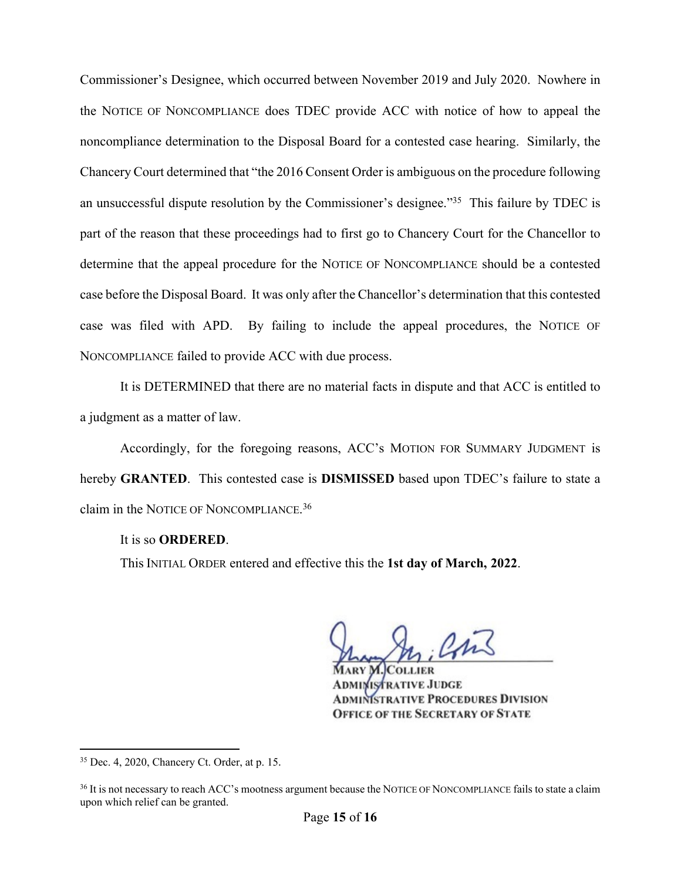Commissioner's Designee, which occurred between November 2019 and July 2020. Nowhere in the NOTICE OF NONCOMPLIANCE does TDEC provide ACC with notice of how to appeal the noncompliance determination to the Disposal Board for a contested case hearing. Similarly, the Chancery Court determined that "the 2016 Consent Order is ambiguous on the procedure following an unsuccessful dispute resolution by the Commissioner's designee."[35] This failure by TDEC is part of the reason that these proceedings had to first go to Chancery Court for the Chancellor to determine that the appeal procedure for the NOTICE OF NONCOMPLIANCE should be a contested case before the Disposal Board. It was only after the Chancellor's determination that this contested case was filed with APD. By failing to include the appeal procedures, the NOTICE OF NONCOMPLIANCE failed to provide ACC with due process.

It is DETERMINED that there are no material facts in dispute and that ACC is entitled to a judgment as a matter of law.

Accordingly, for the foregoing reasons, ACC's MOTION FOR SUMMARY JUDGMENT is hereby **GRANTED**. This contested case is **DISMISSED** based upon TDEC's failure to state a claim in the NOTICE OF NONCOMPLIANCE.[36]

It is so **ORDERED**.

This INITIAL ORDER entered and effective this the **1st day of March, 2022**.

MARY M. COLLIER
ADMINISTRATIVE JUDGE
ADMINISTRATIVE PROCEDURES DIVISION
OFFICE OF THE SECRETARY OF STATE

---

[35] Dec. 4, 2020, Chancery Ct. Order, at p. 15.

[36] It is not necessary to reach ACC's mootness argument because the NOTICE OF NONCOMPLIANCE fails to state a claim upon which relief can be granted.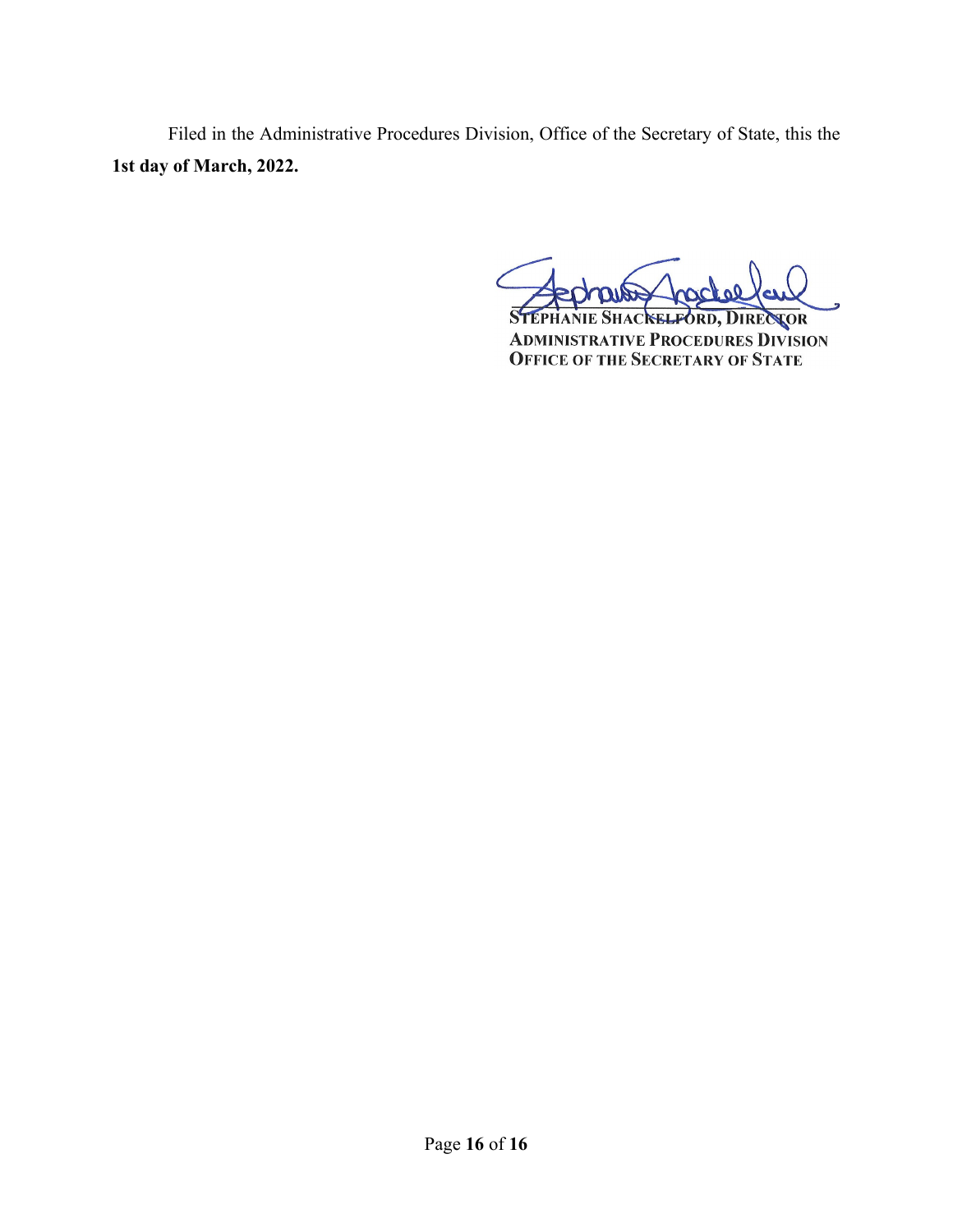Filed in the Administrative Procedures Division, Office of the Secretary of State, this the **1st day of March, 2022.**

STEPHANIE SHACKELFORD, DIRECTOR
ADMINISTRATIVE PROCEDURES DIVISION
OFFICE OF THE SECRETARY OF STATE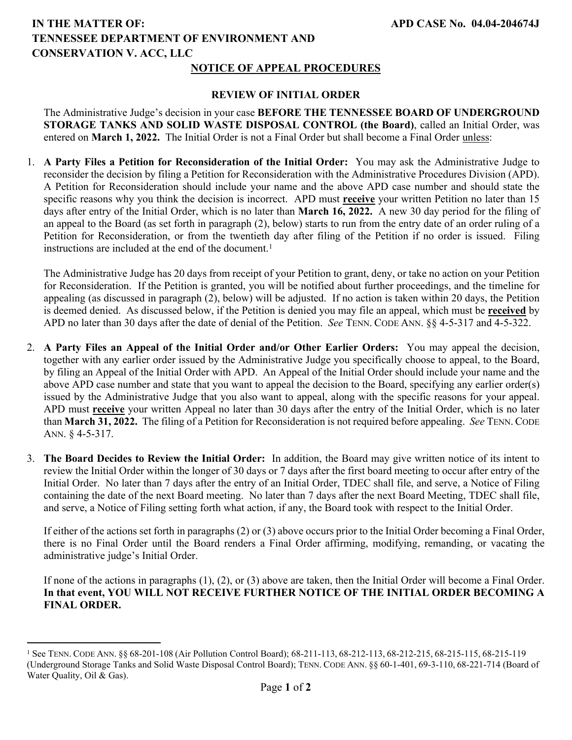**IN THE MATTER OF:**
**TENNESSEE DEPARTMENT OF ENVIRONMENT AND CONSERVATION V. ACC, LLC**

**APD CASE No. 04.04-204674J**

## NOTICE OF APPEAL PROCEDURES

### REVIEW OF INITIAL ORDER

The Administrative Judge's decision in your case **BEFORE THE TENNESSEE BOARD OF UNDERGROUND STORAGE TANKS AND SOLID WASTE DISPOSAL CONTROL (the Board)**, called an Initial Order, was entered on **March 1, 2022.** The Initial Order is not a Final Order but shall become a Final Order unless:

1. **A Party Files a Petition for Reconsideration of the Initial Order:** You may ask the Administrative Judge to reconsider the decision by filing a Petition for Reconsideration with the Administrative Procedures Division (APD). A Petition for Reconsideration should include your name and the above APD case number and should state the specific reasons why you think the decision is incorrect. APD must **receive** your written Petition no later than 15 days after entry of the Initial Order, which is no later than **March 16, 2022.** A new 30 day period for the filing of an appeal to the Board (as set forth in paragraph (2), below) starts to run from the entry date of an order ruling of a Petition for Reconsideration, or from the twentieth day after filing of the Petition if no order is issued. Filing instructions are included at the end of the document.[1]

   The Administrative Judge has 20 days from receipt of your Petition to grant, deny, or take no action on your Petition for Reconsideration. If the Petition is granted, you will be notified about further proceedings, and the timeline for appealing (as discussed in paragraph (2), below) will be adjusted. If no action is taken within 20 days, the Petition is deemed denied. As discussed below, if the Petition is denied you may file an appeal, which must be **received** by APD no later than 30 days after the date of denial of the Petition. *See* TENN. CODE ANN. §§ 4-5-317 and 4-5-322.

2. **A Party Files an Appeal of the Initial Order and/or Other Earlier Orders:** You may appeal the decision, together with any earlier order issued by the Administrative Judge you specifically choose to appeal, to the Board, by filing an Appeal of the Initial Order with APD. An Appeal of the Initial Order should include your name and the above APD case number and state that you want to appeal the decision to the Board, specifying any earlier order(s) issued by the Administrative Judge that you also want to appeal, along with the specific reasons for your appeal. APD must **receive** your written Appeal no later than 30 days after the entry of the Initial Order, which is no later than **March 31, 2022.** The filing of a Petition for Reconsideration is not required before appealing. *See* TENN. CODE ANN. § 4-5-317.

3. **The Board Decides to Review the Initial Order:** In addition, the Board may give written notice of its intent to review the Initial Order within the longer of 30 days or 7 days after the first board meeting to occur after entry of the Initial Order. No later than 7 days after the entry of an Initial Order, TDEC shall file, and serve, a Notice of Filing containing the date of the next Board meeting. No later than 7 days after the next Board Meeting, TDEC shall file, and serve, a Notice of Filing setting forth what action, if any, the Board took with respect to the Initial Order.

   If either of the actions set forth in paragraphs (2) or (3) above occurs prior to the Initial Order becoming a Final Order, there is no Final Order until the Board renders a Final Order affirming, modifying, remanding, or vacating the administrative judge's Initial Order.

   If none of the actions in paragraphs (1), (2), or (3) above are taken, then the Initial Order will become a Final Order. **In that event, YOU WILL NOT RECEIVE FURTHER NOTICE OF THE INITIAL ORDER BECOMING A FINAL ORDER.**

---

[1] See TENN. CODE ANN. §§ 68-201-108 (Air Pollution Control Board); 68-211-113, 68-212-113, 68-212-215, 68-215-115, 68-215-119 (Underground Storage Tanks and Solid Waste Disposal Control Board); TENN. CODE ANN. §§ 60-1-401, 69-3-110, 68-221-714 (Board of Water Quality, Oil & Gas).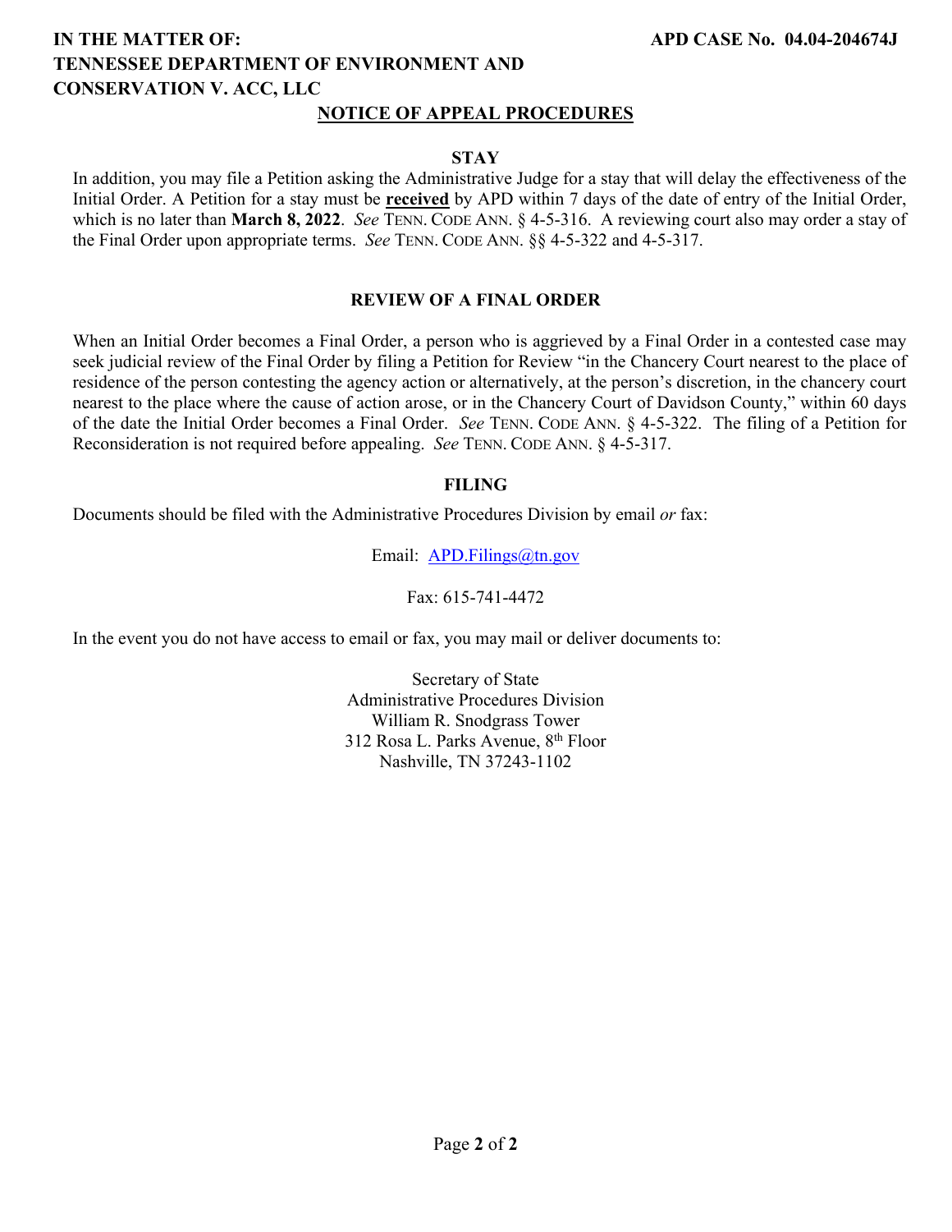**IN THE MATTER OF:**
**TENNESSEE DEPARTMENT OF ENVIRONMENT AND CONSERVATION V. ACC, LLC**

**APD CASE No. 04.04-204674J**

## NOTICE OF APPEAL PROCEDURES

### STAY

In addition, you may file a Petition asking the Administrative Judge for a stay that will delay the effectiveness of the Initial Order. A Petition for a stay must be **received** by APD within 7 days of the date of entry of the Initial Order, which is no later than **March 8, 2022**. *See* TENN. CODE ANN. § 4-5-316. A reviewing court also may order a stay of the Final Order upon appropriate terms. *See* TENN. CODE ANN. §§ 4-5-322 and 4-5-317.

### REVIEW OF A FINAL ORDER

When an Initial Order becomes a Final Order, a person who is aggrieved by a Final Order in a contested case may seek judicial review of the Final Order by filing a Petition for Review "in the Chancery Court nearest to the place of residence of the person contesting the agency action or alternatively, at the person's discretion, in the chancery court nearest to the place where the cause of action arose, or in the Chancery Court of Davidson County," within 60 days of the date the Initial Order becomes a Final Order. *See* TENN. CODE ANN. § 4-5-322. The filing of a Petition for Reconsideration is not required before appealing. *See* TENN. CODE ANN. § 4-5-317.

### FILING

Documents should be filed with the Administrative Procedures Division by email *or* fax:

Email: APD.Filings@tn.gov

Fax: 615-741-4472

In the event you do not have access to email or fax, you may mail or deliver documents to:

Secretary of State
Administrative Procedures Division
William R. Snodgrass Tower
312 Rosa L. Parks Avenue, 8th Floor
Nashville, TN 37243-1102